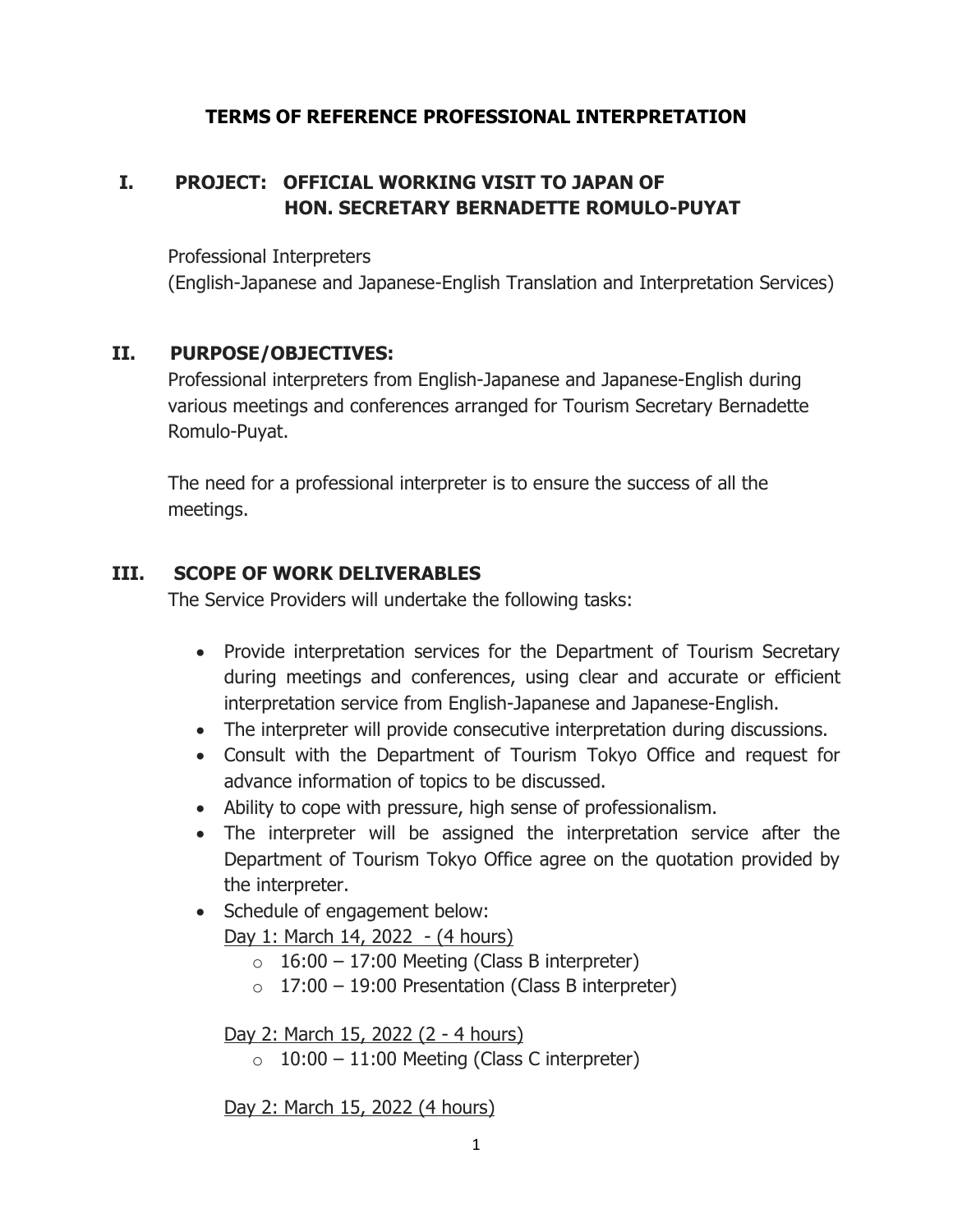# TERMS OF REFERENCE PROFESSIONAL INTERPRETATION

## I. PROJECT: OFFICIAL WORKING VISIT TO JAPAN OF HON. SECRETARY BERNADETTE ROMULO-PUYAT

Professional Interpreters
(English-Japanese and Japanese-English Translation and Interpretation Services)

## II. PURPOSE/OBJECTIVES:

Professional interpreters from English-Japanese and Japanese-English during various meetings and conferences arranged for Tourism Secretary Bernadette Romulo-Puyat.

The need for a professional interpreter is to ensure the success of all the meetings.

## III. SCOPE OF WORK DELIVERABLES

The Service Providers will undertake the following tasks:

- Provide interpretation services for the Department of Tourism Secretary during meetings and conferences, using clear and accurate or efficient interpretation service from English-Japanese and Japanese-English.
- The interpreter will provide consecutive interpretation during discussions.
- Consult with the Department of Tourism Tokyo Office and request for advance information of topics to be discussed.
- Ability to cope with pressure, high sense of professionalism.
- The interpreter will be assigned the interpretation service after the Department of Tourism Tokyo Office agree on the quotation provided by the interpreter.
- Schedule of engagement below:

  Day 1: March 14, 2022 - (4 hours)
    - 16:00 – 17:00 Meeting (Class B interpreter)
    - 17:00 – 19:00 Presentation (Class B interpreter)

  Day 2: March 15, 2022 (2 - 4 hours)
    - 10:00 – 11:00 Meeting (Class C interpreter)

  Day 2: March 15, 2022 (4 hours)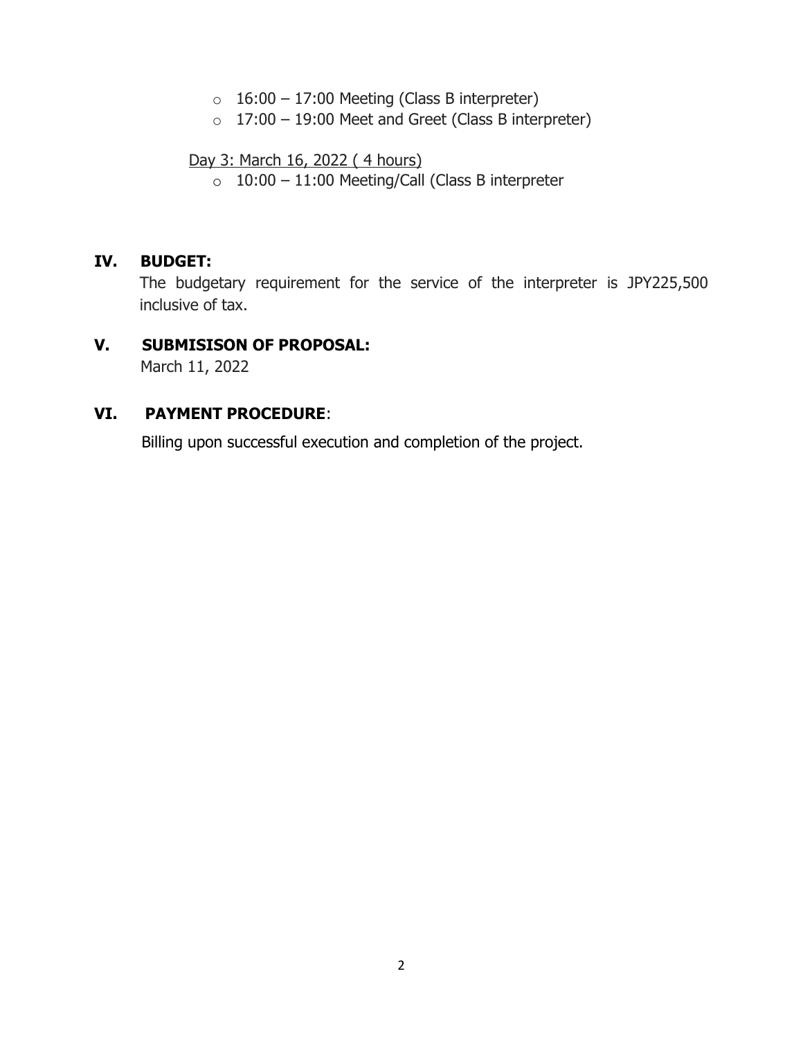- 16:00 – 17:00 Meeting (Class B interpreter)
- 17:00 – 19:00 Meet and Greet (Class B interpreter)

Day 3: March 16, 2022 ( 4 hours)

- 10:00 – 11:00 Meeting/Call (Class B interpreter

## IV. BUDGET:

The budgetary requirement for the service of the interpreter is JPY225,500 inclusive of tax.

## V. SUBMISISON OF PROPOSAL:

March 11, 2022

## VI. PAYMENT PROCEDURE:

Billing upon successful execution and completion of the project.